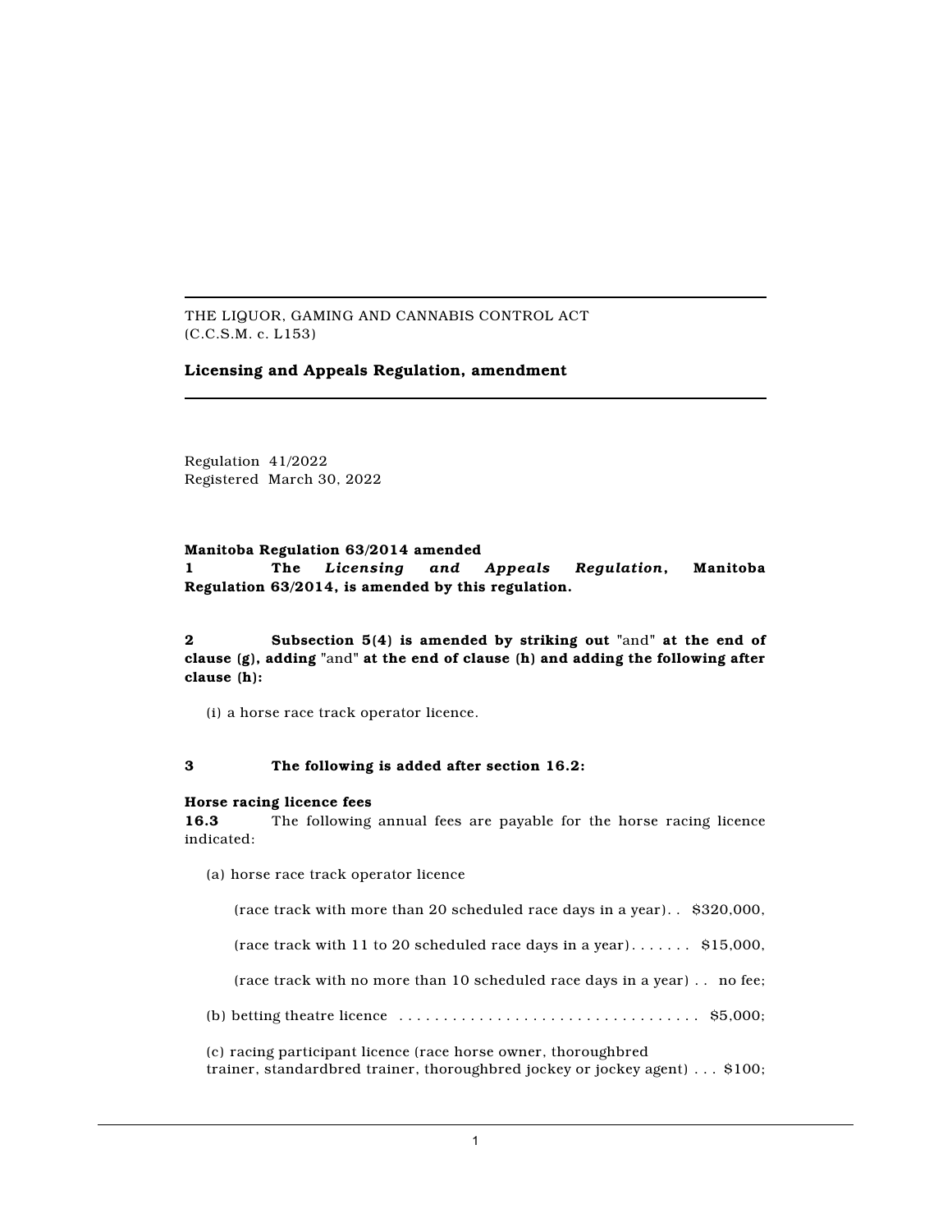THE LIQUOR, GAMING AND CANNABIS CONTROL ACT
(C.C.S.M. c. L153)

**Licensing and Appeals Regulation, amendment**

Regulation 41/2022
Registered March 30, 2022

**Manitoba Regulation 63/2014 amended**
**1 The *Licensing and Appeals Regulation*, Manitoba Regulation 63/2014, is amended by this regulation.**

**2 Subsection 5(4) is amended by striking out** "and" **at the end of clause (g), adding** "and" **at the end of clause (h) and adding the following after clause (h):**

(i) a horse race track operator licence.

**3 The following is added after section 16.2:**

**Horse racing licence fees**
**16.3** The following annual fees are payable for the horse racing licence indicated:

(a) horse race track operator licence

(race track with more than 20 scheduled race days in a year). . $320,000,

(race track with 11 to 20 scheduled race days in a year). . . . . . . $15,000,

(race track with no more than 10 scheduled race days in a year) . . no fee;

(b) betting theatre licence . . . . . . . . . . . . . . . . . . . . . . . . . . . . . . . . . . $5,000;

(c) racing participant licence (race horse owner, thoroughbred trainer, standardbred trainer, thoroughbred jockey or jockey agent) . . . $100;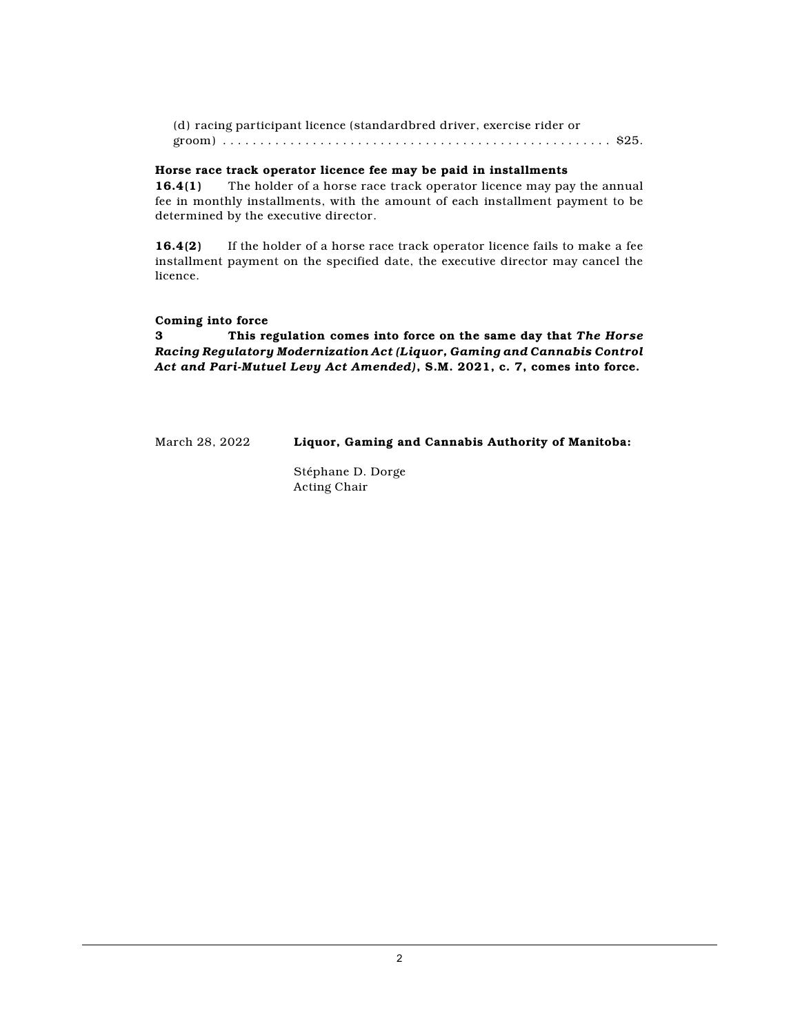(d) racing participant licence (standardbred driver, exercise rider or groom) . . . . . . . . . . . . . . . . . . . . . . . . . . . . . . . . . . . . . . . . . . . . . . . . . $25.

**Horse race track operator licence fee may be paid in installments**

**16.4(1)** The holder of a horse race track operator licence may pay the annual fee in monthly installments, with the amount of each installment payment to be determined by the executive director.

**16.4(2)** If the holder of a horse race track operator licence fails to make a fee installment payment on the specified date, the executive director may cancel the licence.

**Coming into force**

**3** **This regulation comes into force on the same day that *The Horse Racing Regulatory Modernization Act (Liquor, Gaming and Cannabis Control Act and Pari-Mutuel Levy Act Amended)*, S.M. 2021, c. 7, comes into force.**

March 28, 2022 **Liquor, Gaming and Cannabis Authority of Manitoba:**

Stéphane D. Dorge
Acting Chair